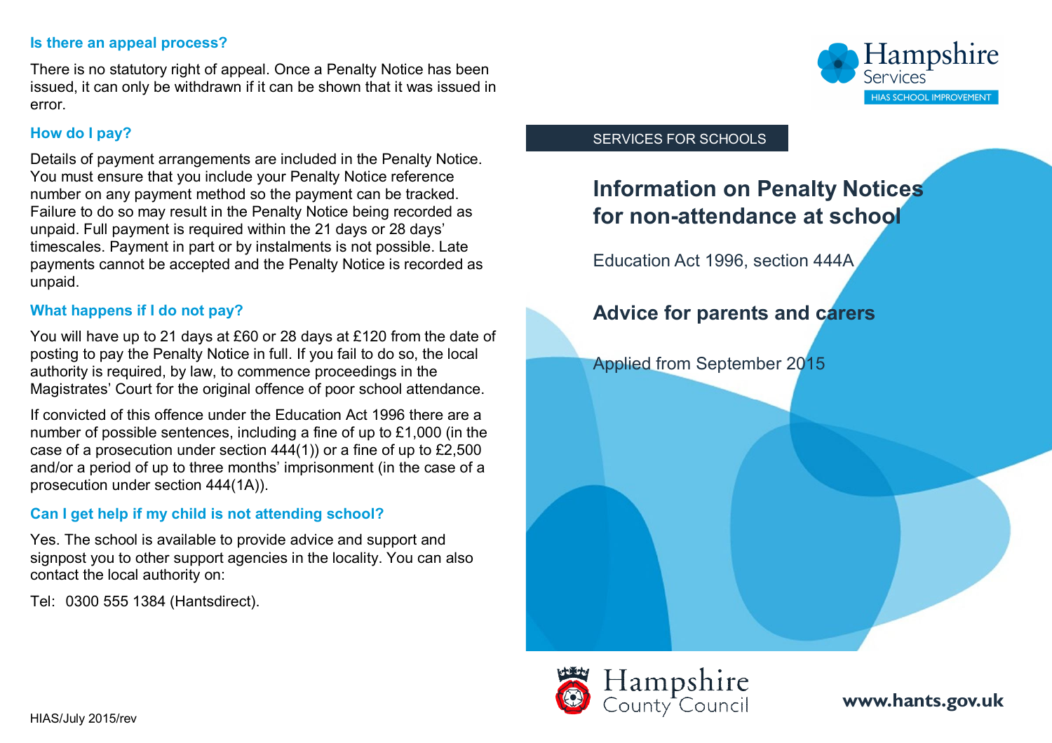### Is there an appeal process?

There is no statutory right of appeal. Once a Penalty Notice has been issued, it can only be withdrawn if it can be shown that it was issued in error.

### How do I pay?

Details of payment arrangements are included in the Penalty Notice. You must ensure that you include your Penalty Notice reference number on any payment method so the payment can be tracked. Failure to do so may result in the Penalty Notice being recorded as unpaid. Full payment is required within the 21 days or 28 days' timescales. Payment in part or by instalments is not possible. Late payments cannot be accepted and the Penalty Notice is recorded as unpaid.

### What happens if I do not pay?

You will have up to 21 days at £60 or 28 days at £120 from the date of posting to pay the Penalty Notice in full. If you fail to do so, the local authority is required, by law, to commence proceedings in the Magistrates' Court for the original offence of poor school attendance.

If convicted of this offence under the Education Act 1996 there are a number of possible sentences, including a fine of up to £1,000 (in the case of a prosecution under section 444(1)) or a fine of up to £2,500 and/or a period of up to three months' imprisonment (in the case of a prosecution under section 444(1A)).

### Can I get help if my child is not attending school?

Yes. The school is available to provide advice and support and signpost you to other support agencies in the locality. You can also contact the local authority on:

Tel: 0300 555 1384 (Hantsdirect).

HIAS/July 2015/rev

Hampshire Services

HIAS SCHOOL IMPROVEMENT

SERVICES FOR SCHOOLS

# Information on Penalty Notices for non-attendance at school

Education Act 1996, section 444A

## Advice for parents and carers

Applied from September 2015

Hampshire County Council

**www.hants.gov.uk**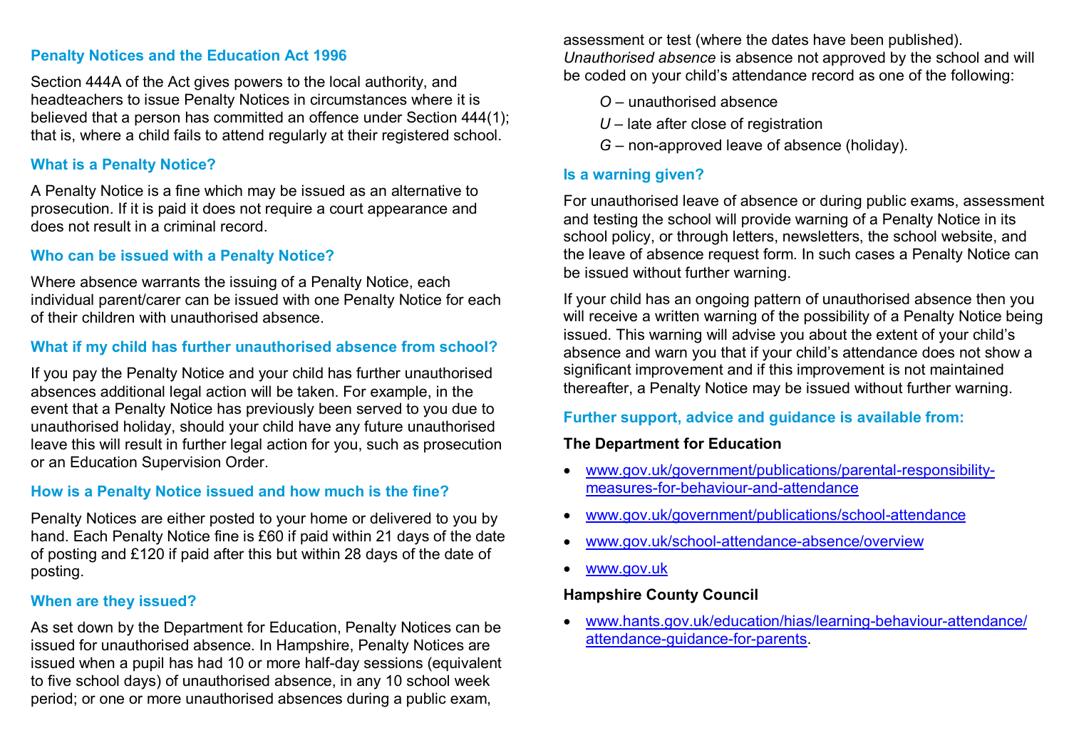## Penalty Notices and the Education Act 1996

Section 444A of the Act gives powers to the local authority, and headteachers to issue Penalty Notices in circumstances where it is believed that a person has committed an offence under Section 444(1); that is, where a child fails to attend regularly at their registered school.

## What is a Penalty Notice?

A Penalty Notice is a fine which may be issued as an alternative to prosecution. If it is paid it does not require a court appearance and does not result in a criminal record.

## Who can be issued with a Penalty Notice?

Where absence warrants the issuing of a Penalty Notice, each individual parent/carer can be issued with one Penalty Notice for each of their children with unauthorised absence.

## What if my child has further unauthorised absence from school?

If you pay the Penalty Notice and your child has further unauthorised absences additional legal action will be taken. For example, in the event that a Penalty Notice has previously been served to you due to unauthorised holiday, should your child have any future unauthorised leave this will result in further legal action for you, such as prosecution or an Education Supervision Order.

## How is a Penalty Notice issued and how much is the fine?

Penalty Notices are either posted to your home or delivered to you by hand. Each Penalty Notice fine is £60 if paid within 21 days of the date of posting and £120 if paid after this but within 28 days of the date of posting.

## When are they issued?

As set down by the Department for Education, Penalty Notices can be issued for unauthorised absence. In Hampshire, Penalty Notices are issued when a pupil has had 10 or more half-day sessions (equivalent to five school days) of unauthorised absence, in any 10 school week period; or one or more unauthorised absences during a public exam, assessment or test (where the dates have been published). *Unauthorised absence* is absence not approved by the school and will be coded on your child's attendance record as one of the following:

*O* – unauthorised absence

*U* – late after close of registration

*G* – non-approved leave of absence (holiday).

## Is a warning given?

For unauthorised leave of absence or during public exams, assessment and testing the school will provide warning of a Penalty Notice in its school policy, or through letters, newsletters, the school website, and the leave of absence request form. In such cases a Penalty Notice can be issued without further warning.

If your child has an ongoing pattern of unauthorised absence then you will receive a written warning of the possibility of a Penalty Notice being issued. This warning will advise you about the extent of your child's absence and warn you that if your child's attendance does not show a significant improvement and if this improvement is not maintained thereafter, a Penalty Notice may be issued without further warning.

## Further support, advice and guidance is available from:

**The Department for Education**

- www.gov.uk/government/publications/parental-responsibility-measures-for-behaviour-and-attendance
- www.gov.uk/government/publications/school-attendance
- www.gov.uk/school-attendance-absence/overview
- www.gov.uk

**Hampshire County Council**

- www.hants.gov.uk/education/hias/learning-behaviour-attendance/attendance-guidance-for-parents.